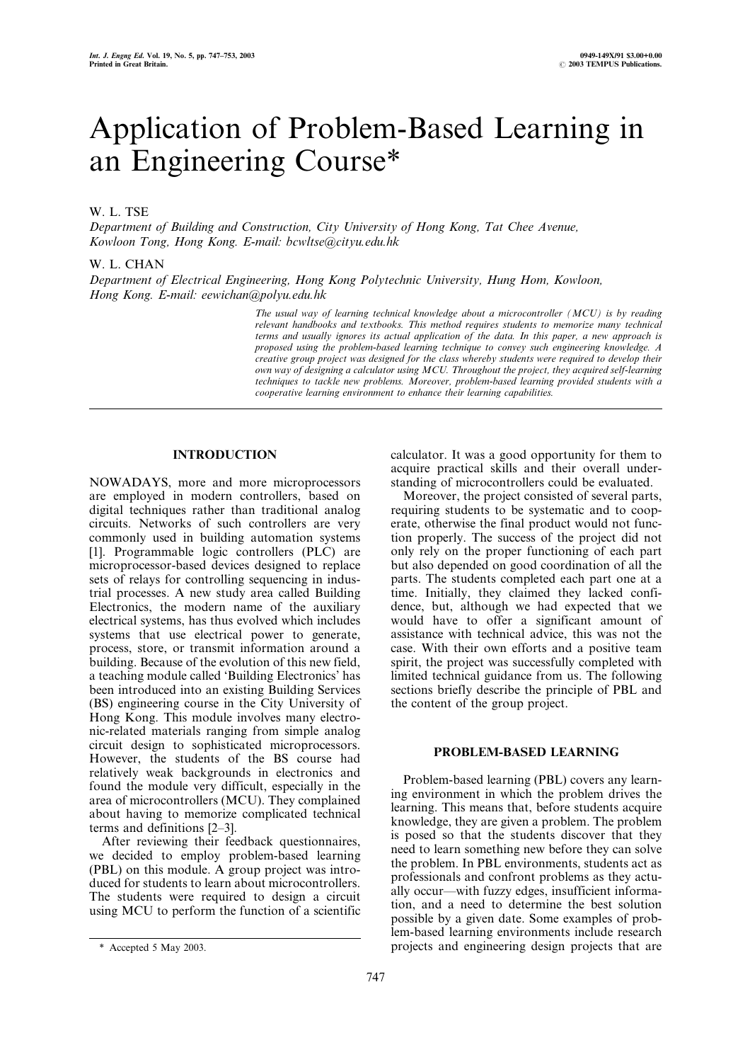# Application of Problem-Based Learning in an Engineering Course*

W. L. TSE

*Department of Building and Construction, City University of Hong Kong, Tat Chee Avenue, Kowloon Tong, Hong Kong. E-mail: bcwltse@cityu.edu.hk*

W. L. CHAN

*Department of Electrical Engineering, Hong Kong Polytechnic University, Hung Hom, Kowloon, Hong Kong. E-mail: eewichan@polyu.edu.hk*

*The usual way of learning technical knowledge about a microcontroller (MCU) is by reading relevant handbooks and textbooks. This method requires students to memorize many technical terms and usually ignores its actual application of the data. In this paper, a new approach is proposed using the problem-based learning technique to convey such engineering knowledge. A creative group project was designed for the class whereby students were required to develop their own way of designing a calculator using MCU. Throughout the project, they acquired self-learning techniques to tackle new problems. Moreover, problem-based learning provided students with a cooperative learning environment to enhance their learning capabilities.*

## INTRODUCTION

NOWADAYS, more and more microprocessors are employed in modern controllers, based on digital techniques rather than traditional analog circuits. Networks of such controllers are very commonly used in building automation systems [1]. Programmable logic controllers (PLC) are microprocessor-based devices designed to replace sets of relays for controlling sequencing in industrial processes. A new study area called Building Electronics, the modern name of the auxiliary electrical systems, has thus evolved which includes systems that use electrical power to generate, process, store, or transmit information around a building. Because of the evolution of this new field, a teaching module called 'Building Electronics' has been introduced into an existing Building Services (BS) engineering course in the City University of Hong Kong. This module involves many electronic-related materials ranging from simple analog circuit design to sophisticated microprocessors. However, the students of the BS course had relatively weak backgrounds in electronics and found the module very difficult, especially in the area of microcontrollers (MCU). They complained about having to memorize complicated technical terms and definitions [2–3].

After reviewing their feedback questionnaires, we decided to employ problem-based learning (PBL) on this module. A group project was introduced for students to learn about microcontrollers. The students were required to design a circuit using MCU to perform the function of a scientific calculator. It was a good opportunity for them to acquire practical skills and their overall understanding of microcontrollers could be evaluated.

Moreover, the project consisted of several parts, requiring students to be systematic and to cooperate, otherwise the final product would not function properly. The success of the project did not only rely on the proper functioning of each part but also depended on good coordination of all the parts. The students completed each part one at a time. Initially, they claimed they lacked confidence, but, although we had expected that we would have to offer a significant amount of assistance with technical advice, this was not the case. With their own efforts and a positive team spirit, the project was successfully completed with limited technical guidance from us. The following sections briefly describe the principle of PBL and the content of the group project.

## PROBLEM-BASED LEARNING

Problem-based learning (PBL) covers any learning environment in which the problem drives the learning. This means that, before students acquire knowledge, they are given a problem. The problem is posed so that the students discover that they need to learn something new before they can solve the problem. In PBL environments, students act as professionals and confront problems as they actually occur—with fuzzy edges, insufficient information, and a need to determine the best solution possible by a given date. Some examples of problem-based learning environments include research projects and engineering design projects that are

* Accepted 5 May 2003.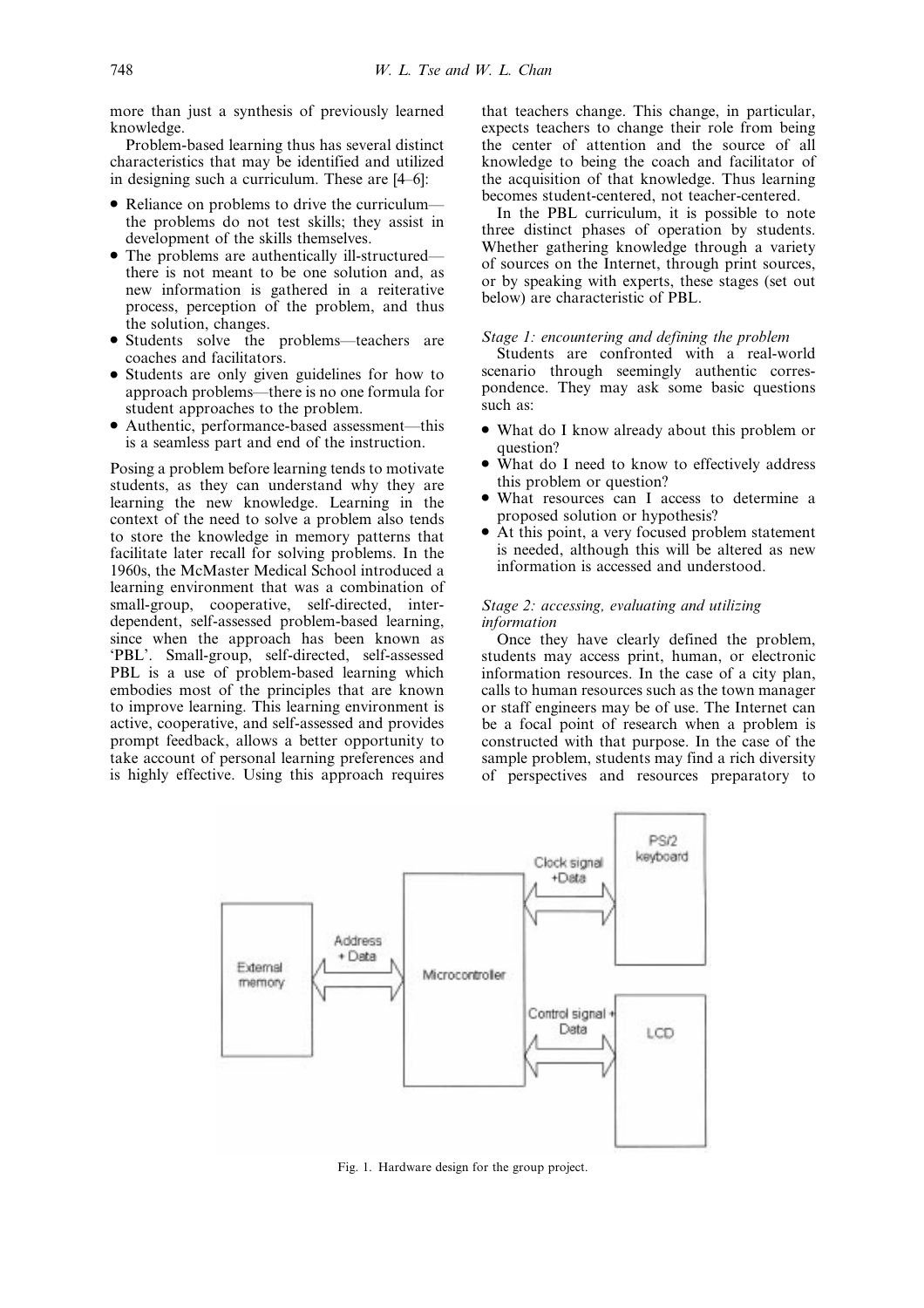more than just a synthesis of previously learned knowledge.

Problem-based learning thus has several distinct characteristics that may be identified and utilized in designing such a curriculum. These are [4–6]:

- Reliance on problems to drive the curriculum—the problems do not test skills; they assist in development of the skills themselves.
- The problems are authentically ill-structured—there is not meant to be one solution and, as new information is gathered in a reiterative process, perception of the problem, and thus the solution, changes.
- Students solve the problems—teachers are coaches and facilitators.
- Students are only given guidelines for how to approach problems—there is no one formula for student approaches to the problem.
- Authentic, performance-based assessment—this is a seamless part and end of the instruction.

Posing a problem before learning tends to motivate students, as they can understand why they are learning the new knowledge. Learning in the context of the need to solve a problem also tends to store the knowledge in memory patterns that facilitate later recall for solving problems. In the 1960s, the McMaster Medical School introduced a learning environment that was a combination of small-group, cooperative, self-directed, interdependent, self-assessed problem-based learning, since when the approach has been known as 'PBL'. Small-group, self-directed, self-assessed PBL is a use of problem-based learning which embodies most of the principles that are known to improve learning. This learning environment is active, cooperative, and self-assessed and provides prompt feedback, allows a better opportunity to take account of personal learning preferences and is highly effective. Using this approach requires that teachers change. This change, in particular, expects teachers to change their role from being the center of attention and the source of all knowledge to being the coach and facilitator of the acquisition of that knowledge. Thus learning becomes student-centered, not teacher-centered.

In the PBL curriculum, it is possible to note three distinct phases of operation by students. Whether gathering knowledge through a variety of sources on the Internet, through print sources, or by speaking with experts, these stages (set out below) are characteristic of PBL.

*Stage 1: encountering and defining the problem*

Students are confronted with a real-world scenario through seemingly authentic correspondence. They may ask some basic questions such as:

- What do I know already about this problem or question?
- What do I need to know to effectively address this problem or question?
- What resources can I access to determine a proposed solution or hypothesis?
- At this point, a very focused problem statement is needed, although this will be altered as new information is accessed and understood.

*Stage 2: accessing, evaluating and utilizing information*

Once they have clearly defined the problem, students may access print, human, or electronic information resources. In the case of a city plan, calls to human resources such as the town manager or staff engineers may be of use. The Internet can be a focal point of research when a problem is constructed with that purpose. In the case of the sample problem, students may find a rich diversity of perspectives and resources preparatory to

Fig. 1. Hardware design for the group project.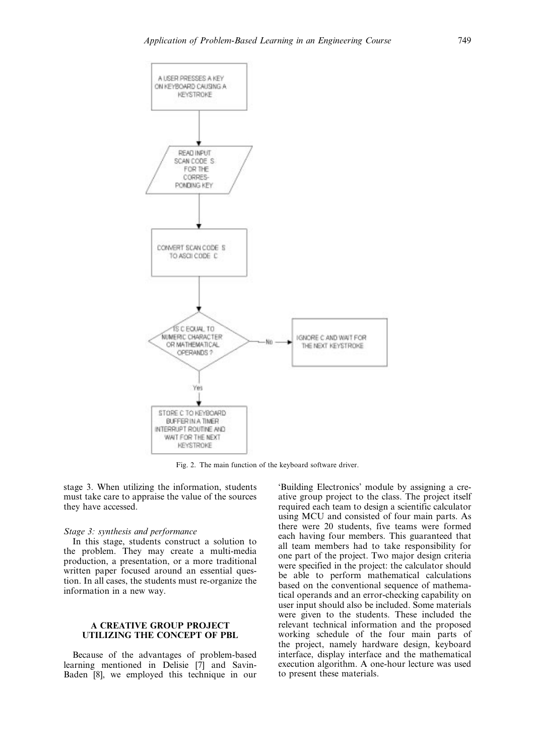Fig. 2. The main function of the keyboard software driver.

stage 3. When utilizing the information, students must take care to appraise the value of the sources they have accessed.

*Stage 3: synthesis and performance*

In this stage, students construct a solution to the problem. They may create a multi-media production, a presentation, or a more traditional written paper focused around an essential question. In all cases, the students must re-organize the information in a new way.

## A CREATIVE GROUP PROJECT UTILIZING THE CONCEPT OF PBL

Because of the advantages of problem-based learning mentioned in Delisie [7] and Savin-Baden [8], we employed this technique in our 'Building Electronics' module by assigning a creative group project to the class. The project itself required each team to design a scientific calculator using MCU and consisted of four main parts. As there were 20 students, five teams were formed each having four members. This guaranteed that all team members had to take responsibility for one part of the project. Two major design criteria were specified in the project: the calculator should be able to perform mathematical calculations based on the conventional sequence of mathematical operands and an error-checking capability on user input should also be included. Some materials were given to the students. These included the relevant technical information and the proposed working schedule of the four main parts of the project, namely hardware design, keyboard interface, display interface and the mathematical execution algorithm. A one-hour lecture was used to present these materials.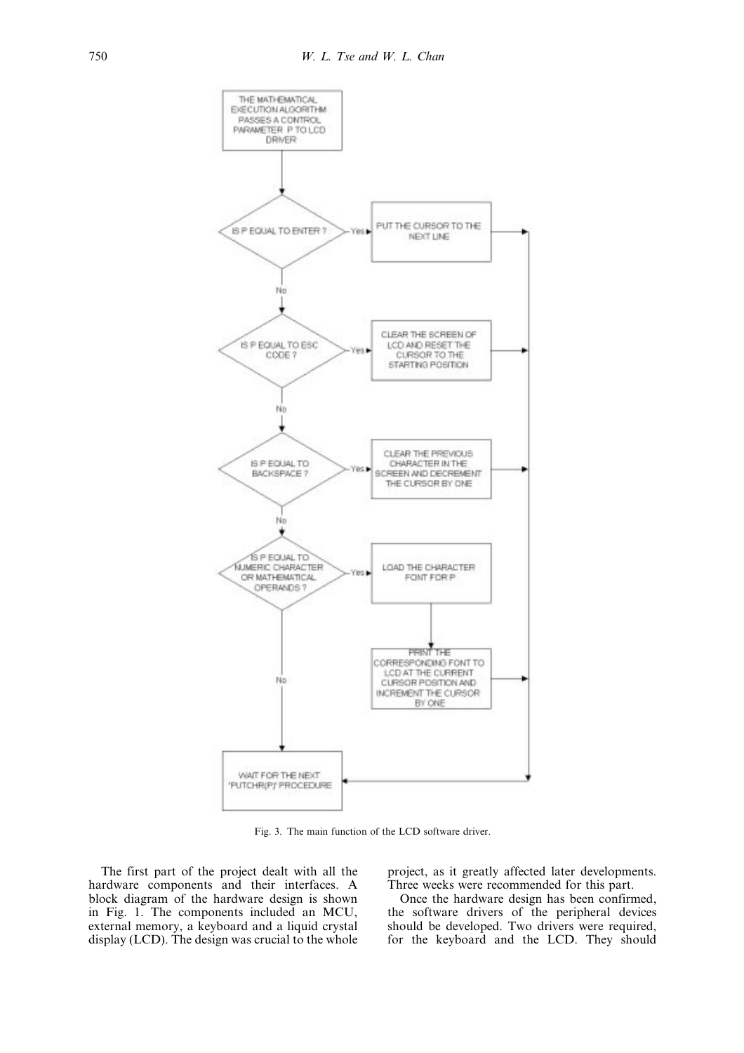Fig. 3. The main function of the LCD software driver.

The first part of the project dealt with all the hardware components and their interfaces. A block diagram of the hardware design is shown in Fig. 1. The components included an MCU, external memory, a keyboard and a liquid crystal display (LCD). The design was crucial to the whole project, as it greatly affected later developments. Three weeks were recommended for this part.

Once the hardware design has been confirmed, the software drivers of the peripheral devices should be developed. Two drivers were required, for the keyboard and the LCD. They should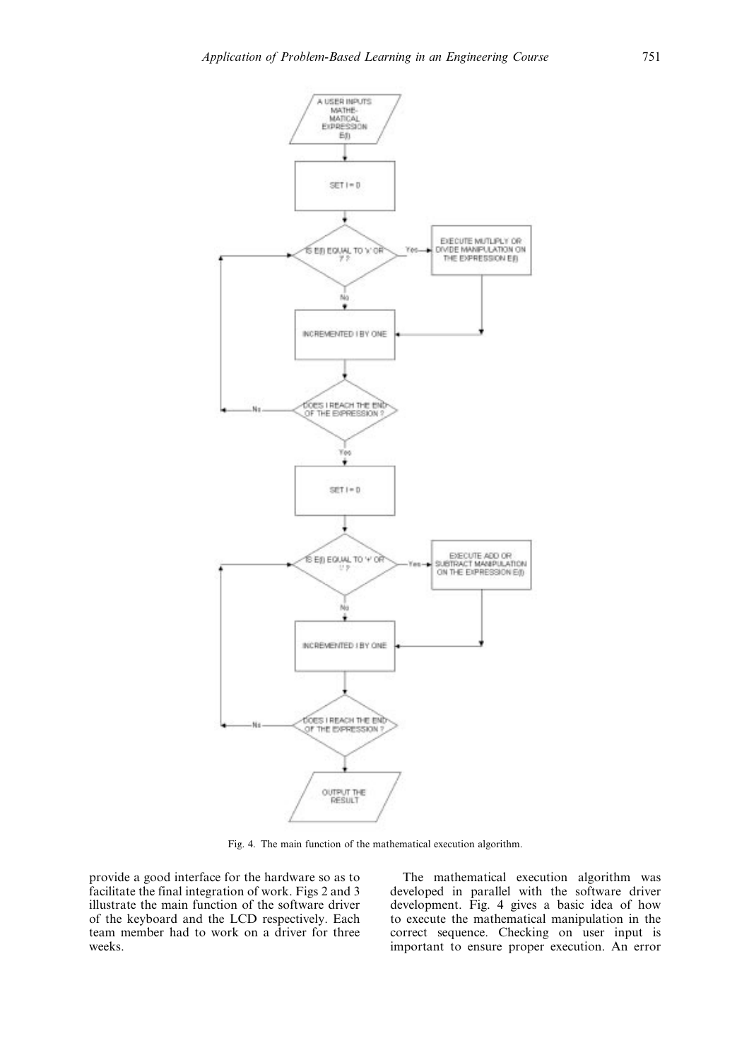Fig. 4. The main function of the mathematical execution algorithm.

provide a good interface for the hardware so as to facilitate the final integration of work. Figs 2 and 3 illustrate the main function of the software driver of the keyboard and the LCD respectively. Each team member had to work on a driver for three weeks.

The mathematical execution algorithm was developed in parallel with the software driver development. Fig. 4 gives a basic idea of how to execute the mathematical manipulation in the correct sequence. Checking on user input is important to ensure proper execution. An error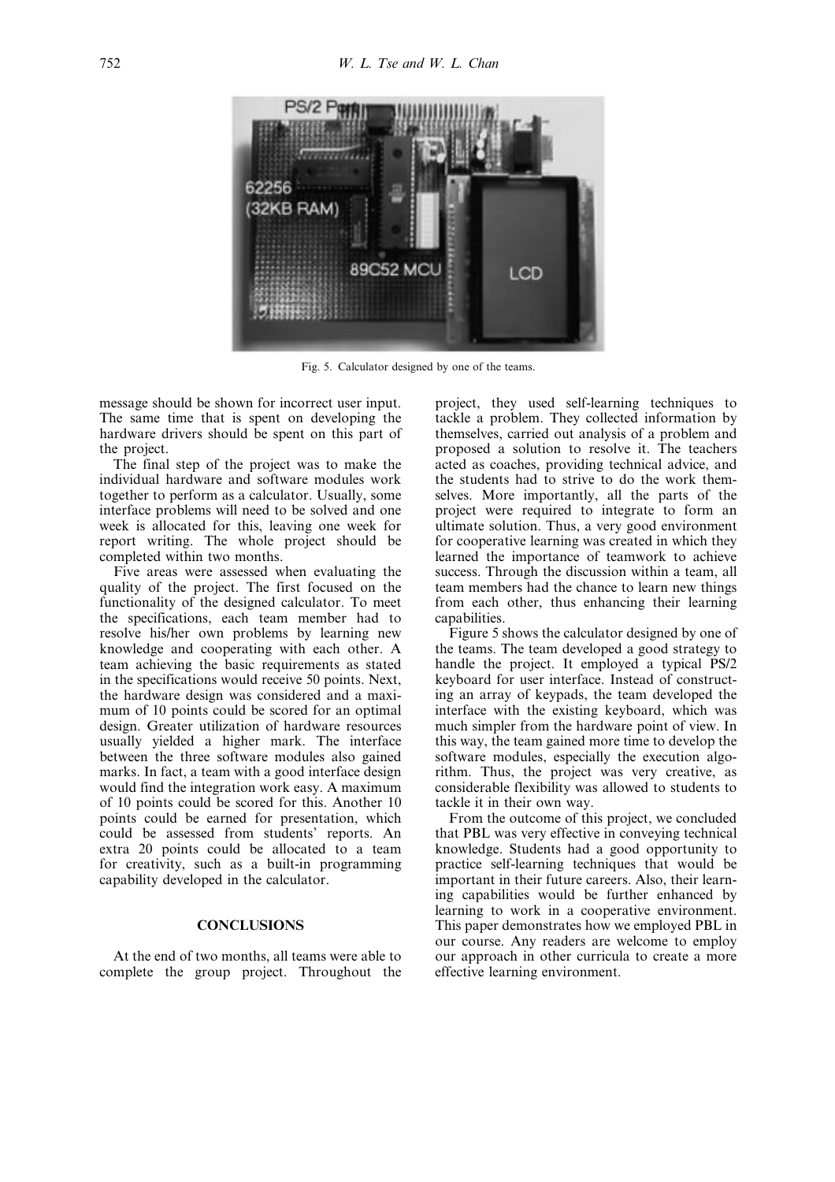Fig. 5. Calculator designed by one of the teams.

message should be shown for incorrect user input. The same time that is spent on developing the hardware drivers should be spent on this part of the project.

The final step of the project was to make the individual hardware and software modules work together to perform as a calculator. Usually, some interface problems will need to be solved and one week is allocated for this, leaving one week for report writing. The whole project should be completed within two months.

Five areas were assessed when evaluating the quality of the project. The first focused on the functionality of the designed calculator. To meet the specifications, each team member had to resolve his/her own problems by learning new knowledge and cooperating with each other. A team achieving the basic requirements as stated in the specifications would receive 50 points. Next, the hardware design was considered and a maximum of 10 points could be scored for an optimal design. Greater utilization of hardware resources usually yielded a higher mark. The interface between the three software modules also gained marks. In fact, a team with a good interface design would find the integration work easy. A maximum of 10 points could be scored for this. Another 10 points could be earned for presentation, which could be assessed from students' reports. An extra 20 points could be allocated to a team for creativity, such as a built-in programming capability developed in the calculator.

## CONCLUSIONS

At the end of two months, all teams were able to complete the group project. Throughout the project, they used self-learning techniques to tackle a problem. They collected information by themselves, carried out analysis of a problem and proposed a solution to resolve it. The teachers acted as coaches, providing technical advice, and the students had to strive to do the work themselves. More importantly, all the parts of the project were required to integrate to form an ultimate solution. Thus, a very good environment for cooperative learning was created in which they learned the importance of teamwork to achieve success. Through the discussion within a team, all team members had the chance to learn new things from each other, thus enhancing their learning capabilities.

Figure 5 shows the calculator designed by one of the teams. The team developed a good strategy to handle the project. It employed a typical PS/2 keyboard for user interface. Instead of constructing an array of keypads, the team developed the interface with the existing keyboard, which was much simpler from the hardware point of view. In this way, the team gained more time to develop the software modules, especially the execution algorithm. Thus, the project was very creative, as considerable flexibility was allowed to students to tackle it in their own way.

From the outcome of this project, we concluded that PBL was very effective in conveying technical knowledge. Students had a good opportunity to practice self-learning techniques that would be important in their future careers. Also, their learning capabilities would be further enhanced by learning to work in a cooperative environment. This paper demonstrates how we employed PBL in our course. Any readers are welcome to employ our approach in other curricula to create a more effective learning environment.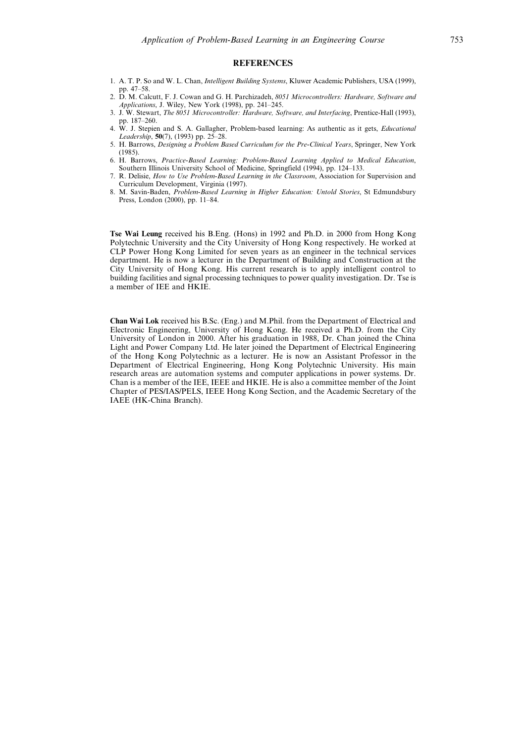## REFERENCES

1. A. T. P. So and W. L. Chan, *Intelligent Building Systems*, Kluwer Academic Publishers, USA (1999), pp. 47–58.
2. D. M. Calcutt, F. J. Cowan and G. H. Parchizadeh, *8051 Microcontrollers: Hardware, Software and Applications*, J. Wiley, New York (1998), pp. 241–245.
3. J. W. Stewart, *The 8051 Microcontroller: Hardware, Software, and Interfacing*, Prentice-Hall (1993), pp. 187–260.
4. W. J. Stepien and S. A. Gallagher, Problem-based learning: As authentic as it gets, *Educational Leadership*, **50**(7), (1993) pp. 25–28.
5. H. Barrows, *Designing a Problem Based Curriculum for the Pre-Clinical Years*, Springer, New York (1985).
6. H. Barrows, *Practice-Based Learning: Problem-Based Learning Applied to Medical Education*, Southern Illinois University School of Medicine, Springfield (1994), pp. 124–133.
7. R. Delisie, *How to Use Problem-Based Learning in the Classroom*, Association for Supervision and Curriculum Development, Virginia (1997).
8. M. Savin-Baden, *Problem-Based Learning in Higher Education: Untold Stories*, St Edmundsbury Press, London (2000), pp. 11–84.

**Tse Wai Leung** received his B.Eng. (Hons) in 1992 and Ph.D. in 2000 from Hong Kong Polytechnic University and the City University of Hong Kong respectively. He worked at CLP Power Hong Kong Limited for seven years as an engineer in the technical services department. He is now a lecturer in the Department of Building and Construction at the City University of Hong Kong. His current research is to apply intelligent control to building facilities and signal processing techniques to power quality investigation. Dr. Tse is a member of IEE and HKIE.

**Chan Wai Lok** received his B.Sc. (Eng.) and M.Phil. from the Department of Electrical and Electronic Engineering, University of Hong Kong. He received a Ph.D. from the City University of London in 2000. After his graduation in 1988, Dr. Chan joined the China Light and Power Company Ltd. He later joined the Department of Electrical Engineering of the Hong Kong Polytechnic as a lecturer. He is now an Assistant Professor in the Department of Electrical Engineering, Hong Kong Polytechnic University. His main research areas are automation systems and computer applications in power systems. Dr. Chan is a member of the IEE, IEEE and HKIE. He is also a committee member of the Joint Chapter of PES/IAS/PELS, IEEE Hong Kong Section, and the Academic Secretary of the IAEE (HK-China Branch).